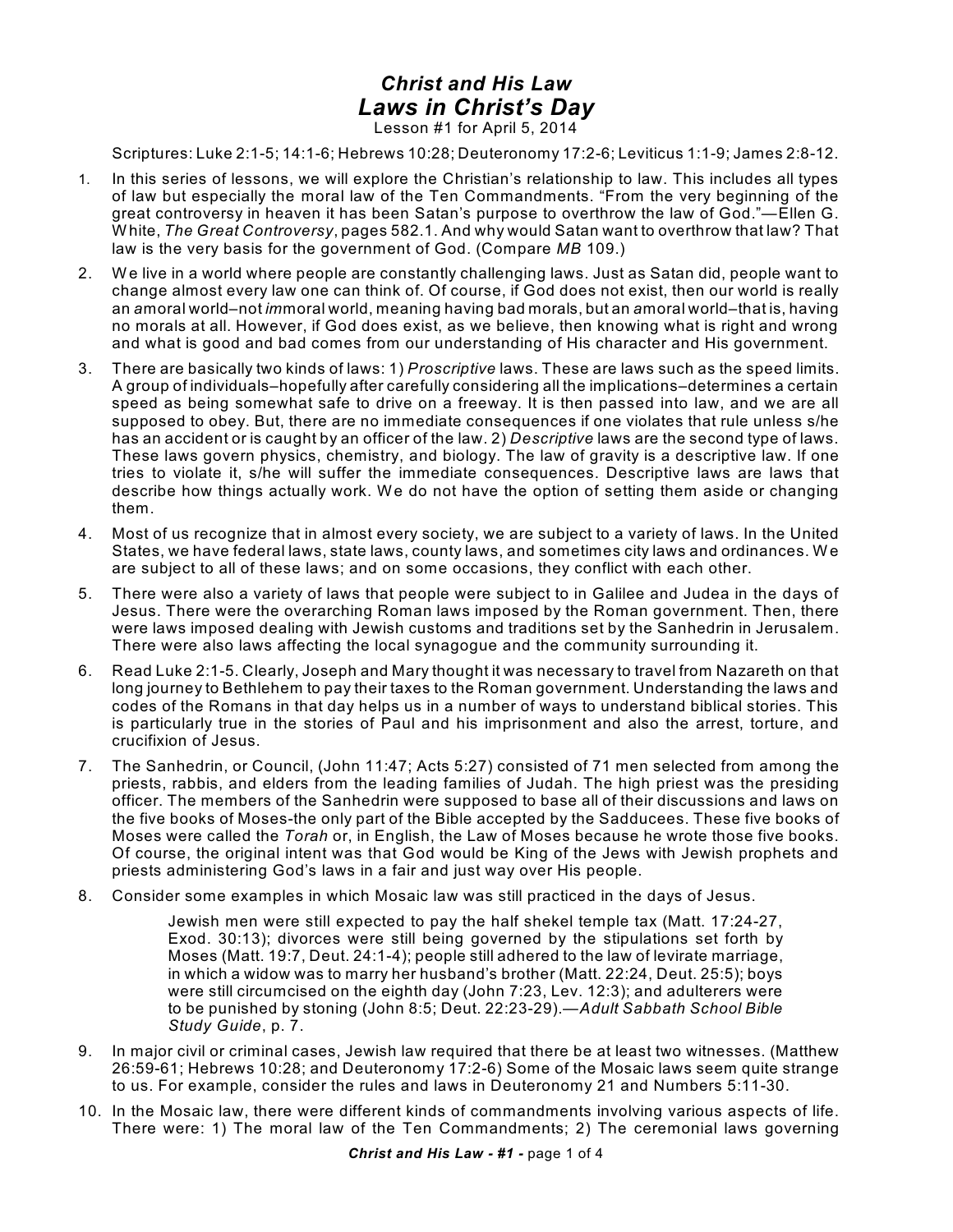# *Christ and His Law*
## *Laws in Christ's Day*

Lesson #1 for April 5, 2014

Scriptures: Luke 2:1-5; 14:1-6; Hebrews 10:28; Deuteronomy 17:2-6; Leviticus 1:1-9; James 2:8-12.

1. In this series of lessons, we will explore the Christian's relationship to law. This includes all types of law but especially the moral law of the Ten Commandments. "From the very beginning of the great controversy in heaven it has been Satan's purpose to overthrow the law of God."—Ellen G. White, *The Great Controversy*, pages 582.1. And why would Satan want to overthrow that law? That law is the very basis for the government of God. (Compare *MB* 109.)

2. We live in a world where people are constantly challenging laws. Just as Satan did, people want to change almost every law one can think of. Of course, if God does not exist, then our world is really an *a*moral world–not *im*moral world, meaning having bad morals, but an *a*moral world–that is, having no morals at all. However, if God does exist, as we believe, then knowing what is right and wrong and what is good and bad comes from our understanding of His character and His government.

3. There are basically two kinds of laws: 1) *Proscriptive* laws. These are laws such as the speed limits. A group of individuals–hopefully after carefully considering all the implications–determines a certain speed as being somewhat safe to drive on a freeway. It is then passed into law, and we are all supposed to obey. But, there are no immediate consequences if one violates that rule unless s/he has an accident or is caught by an officer of the law. 2) *Descriptive* laws are the second type of laws. These laws govern physics, chemistry, and biology. The law of gravity is a descriptive law. If one tries to violate it, s/he will suffer the immediate consequences. Descriptive laws are laws that describe how things actually work. We do not have the option of setting them aside or changing them.

4. Most of us recognize that in almost every society, we are subject to a variety of laws. In the United States, we have federal laws, state laws, county laws, and sometimes city laws and ordinances. We are subject to all of these laws; and on some occasions, they conflict with each other.

5. There were also a variety of laws that people were subject to in Galilee and Judea in the days of Jesus. There were the overarching Roman laws imposed by the Roman government. Then, there were laws imposed dealing with Jewish customs and traditions set by the Sanhedrin in Jerusalem. There were also laws affecting the local synagogue and the community surrounding it.

6. Read Luke 2:1-5. Clearly, Joseph and Mary thought it was necessary to travel from Nazareth on that long journey to Bethlehem to pay their taxes to the Roman government. Understanding the laws and codes of the Romans in that day helps us in a number of ways to understand biblical stories. This is particularly true in the stories of Paul and his imprisonment and also the arrest, torture, and crucifixion of Jesus.

7. The Sanhedrin, or Council, (John 11:47; Acts 5:27) consisted of 71 men selected from among the priests, rabbis, and elders from the leading families of Judah. The high priest was the presiding officer. The members of the Sanhedrin were supposed to base all of their discussions and laws on the five books of Moses-the only part of the Bible accepted by the Sadducees. These five books of Moses were called the *Torah* or, in English, the Law of Moses because he wrote those five books. Of course, the original intent was that God would be King of the Jews with Jewish prophets and priests administering God's laws in a fair and just way over His people.

8. Consider some examples in which Mosaic law was still practiced in the days of Jesus.

   > Jewish men were still expected to pay the half shekel temple tax (Matt. 17:24-27, Exod. 30:13); divorces were still being governed by the stipulations set forth by Moses (Matt. 19:7, Deut. 24:1-4); people still adhered to the law of levirate marriage, in which a widow was to marry her husband's brother (Matt. 22:24, Deut. 25:5); boys were still circumcised on the eighth day (John 7:23, Lev. 12:3); and adulterers were to be punished by stoning (John 8:5; Deut. 22:23-29).—*Adult Sabbath School Bible Study Guide*, p. 7.

9. In major civil or criminal cases, Jewish law required that there be at least two witnesses. (Matthew 26:59-61; Hebrews 10:28; and Deuteronomy 17:2-6) Some of the Mosaic laws seem quite strange to us. For example, consider the rules and laws in Deuteronomy 21 and Numbers 5:11-30.

10. In the Mosaic law, there were different kinds of commandments involving various aspects of life. There were: 1) The moral law of the Ten Commandments; 2) The ceremonial laws governing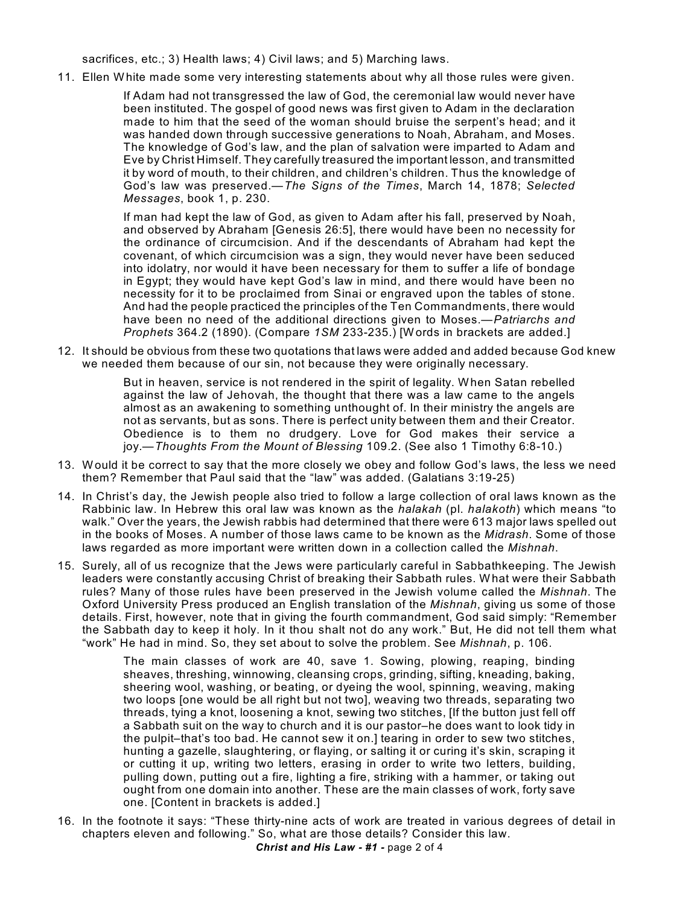sacrifices, etc.; 3) Health laws; 4) Civil laws; and 5) Marching laws.

11. Ellen White made some very interesting statements about why all those rules were given.

> If Adam had not transgressed the law of God, the ceremonial law would never have been instituted. The gospel of good news was first given to Adam in the declaration made to him that the seed of the woman should bruise the serpent's head; and it was handed down through successive generations to Noah, Abraham, and Moses. The knowledge of God's law, and the plan of salvation were imparted to Adam and Eve by Christ Himself. They carefully treasured the important lesson, and transmitted it by word of mouth, to their children, and children's children. Thus the knowledge of God's law was preserved.—*The Signs of the Times*, March 14, 1878; *Selected Messages*, book 1, p. 230.

> If man had kept the law of God, as given to Adam after his fall, preserved by Noah, and observed by Abraham [Genesis 26:5], there would have been no necessity for the ordinance of circumcision. And if the descendants of Abraham had kept the covenant, of which circumcision was a sign, they would never have been seduced into idolatry, nor would it have been necessary for them to suffer a life of bondage in Egypt; they would have kept God's law in mind, and there would have been no necessity for it to be proclaimed from Sinai or engraved upon the tables of stone. And had the people practiced the principles of the Ten Commandments, there would have been no need of the additional directions given to Moses.—*Patriarchs and Prophets* 364.2 (1890). (Compare *1SM* 233-235.) [Words in brackets are added.]

12. It should be obvious from these two quotations that laws were added and added because God knew we needed them because of our sin, not because they were originally necessary.

> But in heaven, service is not rendered in the spirit of legality. When Satan rebelled against the law of Jehovah, the thought that there was a law came to the angels almost as an awakening to something unthought of. In their ministry the angels are not as servants, but as sons. There is perfect unity between them and their Creator. Obedience is to them no drudgery. Love for God makes their service a joy.—*Thoughts From the Mount of Blessing* 109.2. (See also 1 Timothy 6:8-10.)

13. Would it be correct to say that the more closely we obey and follow God's laws, the less we need them? Remember that Paul said that the "law" was added. (Galatians 3:19-25)

14. In Christ's day, the Jewish people also tried to follow a large collection of oral laws known as the Rabbinic law. In Hebrew this oral law was known as the *halakah* (pl. *halakoth*) which means "to walk." Over the years, the Jewish rabbis had determined that there were 613 major laws spelled out in the books of Moses. A number of those laws came to be known as the *Midrash*. Some of those laws regarded as more important were written down in a collection called the *Mishnah*.

15. Surely, all of us recognize that the Jews were particularly careful in Sabbathkeeping. The Jewish leaders were constantly accusing Christ of breaking their Sabbath rules. What were their Sabbath rules? Many of those rules have been preserved in the Jewish volume called the *Mishnah*. The Oxford University Press produced an English translation of the *Mishnah*, giving us some of those details. First, however, note that in giving the fourth commandment, God said simply: "Remember the Sabbath day to keep it holy. In it thou shalt not do any work." But, He did not tell them what "work" He had in mind. So, they set about to solve the problem. See *Mishnah*, p. 106.

> The main classes of work are 40, save 1. Sowing, plowing, reaping, binding sheaves, threshing, winnowing, cleansing crops, grinding, sifting, kneading, baking, sheering wool, washing, or beating, or dyeing the wool, spinning, weaving, making two loops [one would be all right but not two], weaving two threads, separating two threads, tying a knot, loosening a knot, sewing two stitches, [If the button just fell off a Sabbath suit on the way to church and it is our pastor–he does want to look tidy in the pulpit–that's too bad. He cannot sew it on.] tearing in order to sew two stitches, hunting a gazelle, slaughtering, or flaying, or salting it or curing it's skin, scraping it or cutting it up, writing two letters, erasing in order to write two letters, building, pulling down, putting out a fire, lighting a fire, striking with a hammer, or taking out ought from one domain into another. These are the main classes of work, forty save one. [Content in brackets is added.]

16. In the footnote it says: "These thirty-nine acts of work are treated in various degrees of detail in chapters eleven and following." So, what are those details? Consider this law.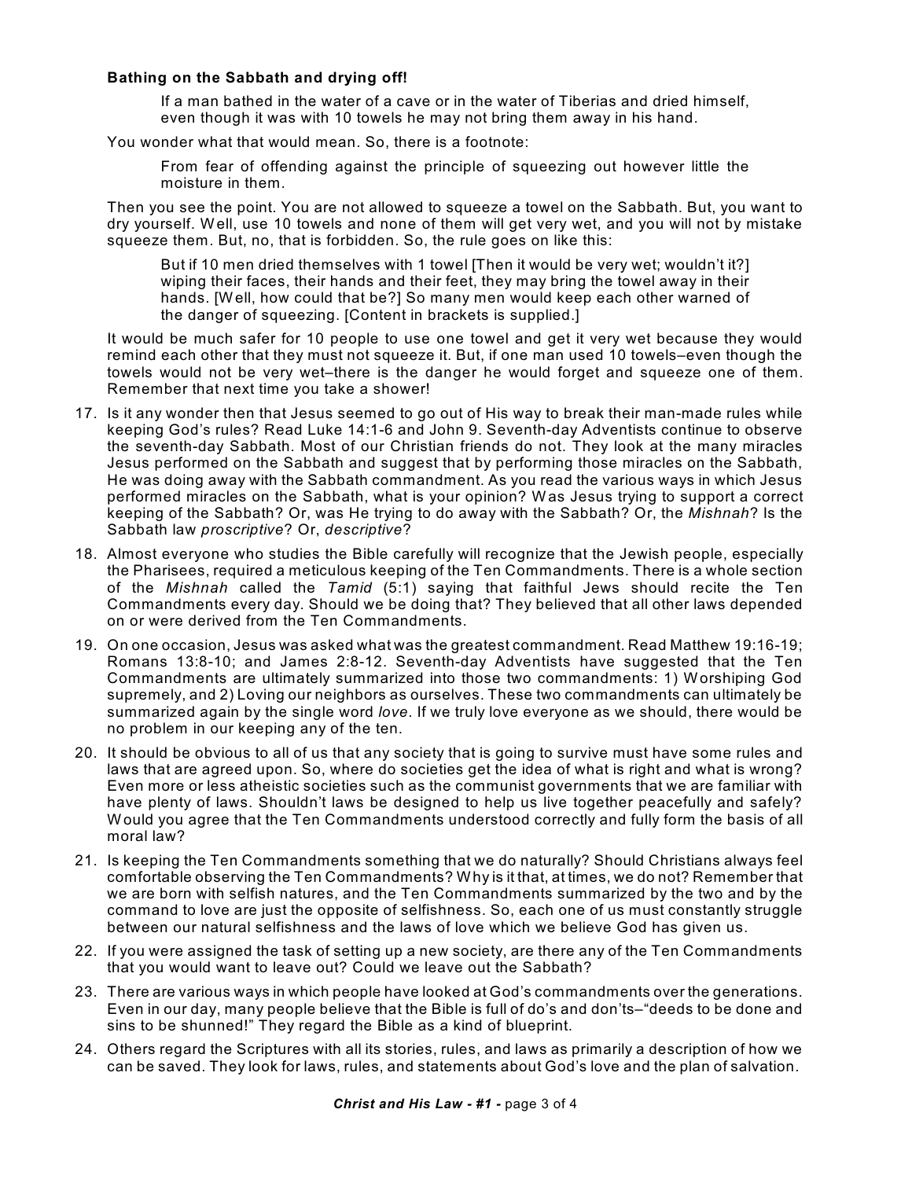**Bathing on the Sabbath and drying off!**

> If a man bathed in the water of a cave or in the water of Tiberias and dried himself, even though it was with 10 towels he may not bring them away in his hand.

You wonder what that would mean. So, there is a footnote:

> From fear of offending against the principle of squeezing out however little the moisture in them.

Then you see the point. You are not allowed to squeeze a towel on the Sabbath. But, you want to dry yourself. Well, use 10 towels and none of them will get very wet, and you will not by mistake squeeze them. But, no, that is forbidden. So, the rule goes on like this:

> But if 10 men dried themselves with 1 towel [Then it would be very wet; wouldn't it?] wiping their faces, their hands and their feet, they may bring the towel away in their hands. [Well, how could that be?] So many men would keep each other warned of the danger of squeezing. [Content in brackets is supplied.]

It would be much safer for 10 people to use one towel and get it very wet because they would remind each other that they must not squeeze it. But, if one man used 10 towels–even though the towels would not be very wet–there is the danger he would forget and squeeze one of them. Remember that next time you take a shower!

17. Is it any wonder then that Jesus seemed to go out of His way to break their man-made rules while keeping God's rules? Read Luke 14:1-6 and John 9. Seventh-day Adventists continue to observe the seventh-day Sabbath. Most of our Christian friends do not. They look at the many miracles Jesus performed on the Sabbath and suggest that by performing those miracles on the Sabbath, He was doing away with the Sabbath commandment. As you read the various ways in which Jesus performed miracles on the Sabbath, what is your opinion? Was Jesus trying to support a correct keeping of the Sabbath? Or, was He trying to do away with the Sabbath? Or, the *Mishnah*? Is the Sabbath law *proscriptive*? Or, *descriptive*?
18. Almost everyone who studies the Bible carefully will recognize that the Jewish people, especially the Pharisees, required a meticulous keeping of the Ten Commandments. There is a whole section of the *Mishnah* called the *Tamid* (5:1) saying that faithful Jews should recite the Ten Commandments every day. Should we be doing that? They believed that all other laws depended on or were derived from the Ten Commandments.
19. On one occasion, Jesus was asked what was the greatest commandment. Read Matthew 19:16-19; Romans 13:8-10; and James 2:8-12. Seventh-day Adventists have suggested that the Ten Commandments are ultimately summarized into those two commandments: 1) Worshiping God supremely, and 2) Loving our neighbors as ourselves. These two commandments can ultimately be summarized again by the single word *love*. If we truly love everyone as we should, there would be no problem in our keeping any of the ten.
20. It should be obvious to all of us that any society that is going to survive must have some rules and laws that are agreed upon. So, where do societies get the idea of what is right and what is wrong? Even more or less atheistic societies such as the communist governments that we are familiar with have plenty of laws. Shouldn't laws be designed to help us live together peacefully and safely? Would you agree that the Ten Commandments understood correctly and fully form the basis of all moral law?
21. Is keeping the Ten Commandments something that we do naturally? Should Christians always feel comfortable observing the Ten Commandments? Why is it that, at times, we do not? Remember that we are born with selfish natures, and the Ten Commandments summarized by the two and by the command to love are just the opposite of selfishness. So, each one of us must constantly struggle between our natural selfishness and the laws of love which we believe God has given us.
22. If you were assigned the task of setting up a new society, are there any of the Ten Commandments that you would want to leave out? Could we leave out the Sabbath?
23. There are various ways in which people have looked at God's commandments over the generations. Even in our day, many people believe that the Bible is full of do's and don'ts–"deeds to be done and sins to be shunned!" They regard the Bible as a kind of blueprint.
24. Others regard the Scriptures with all its stories, rules, and laws as primarily a description of how we can be saved. They look for laws, rules, and statements about God's love and the plan of salvation.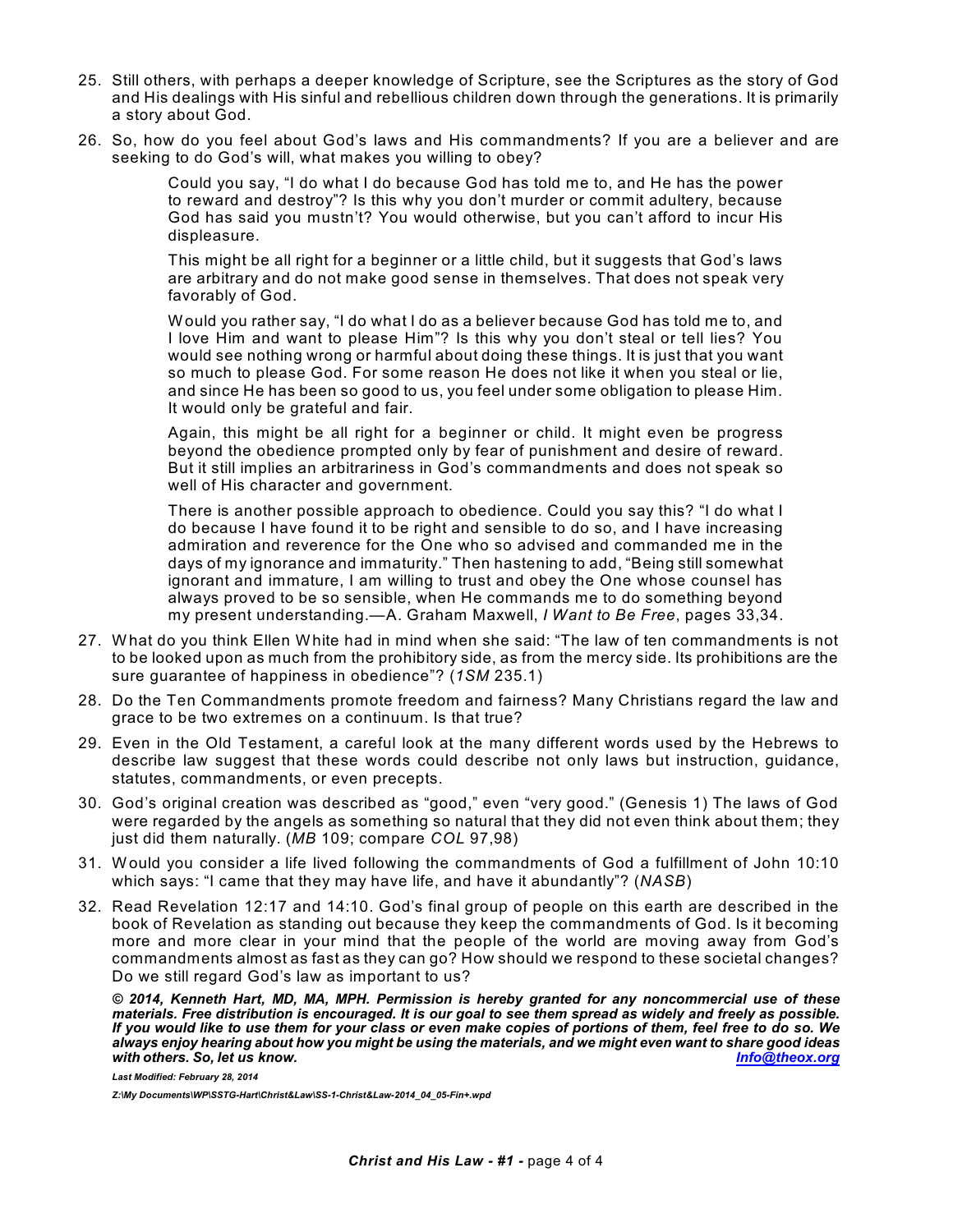25. Still others, with perhaps a deeper knowledge of Scripture, see the Scriptures as the story of God and His dealings with His sinful and rebellious children down through the generations. It is primarily a story about God.

26. So, how do you feel about God's laws and His commandments? If you are a believer and are seeking to do God's will, what makes you willing to obey?

    Could you say, "I do what I do because God has told me to, and He has the power to reward and destroy"? Is this why you don't murder or commit adultery, because God has said you mustn't? You would otherwise, but you can't afford to incur His displeasure.

    This might be all right for a beginner or a little child, but it suggests that God's laws are arbitrary and do not make good sense in themselves. That does not speak very favorably of God.

    Would you rather say, "I do what I do as a believer because God has told me to, and I love Him and want to please Him"? Is this why you don't steal or tell lies? You would see nothing wrong or harmful about doing these things. It is just that you want so much to please God. For some reason He does not like it when you steal or lie, and since He has been so good to us, you feel under some obligation to please Him. It would only be grateful and fair.

    Again, this might be all right for a beginner or child. It might even be progress beyond the obedience prompted only by fear of punishment and desire of reward. But it still implies an arbitrariness in God's commandments and does not speak so well of His character and government.

    There is another possible approach to obedience. Could you say this? "I do what I do because I have found it to be right and sensible to do so, and I have increasing admiration and reverence for the One who so advised and commanded me in the days of my ignorance and immaturity." Then hastening to add, "Being still somewhat ignorant and immature, I am willing to trust and obey the One whose counsel has always proved to be so sensible, when He commands me to do something beyond my present understanding.—A. Graham Maxwell, *I Want to Be Free*, pages 33,34.

27. What do you think Ellen White had in mind when she said: "The law of ten commandments is not to be looked upon as much from the prohibitory side, as from the mercy side. Its prohibitions are the sure guarantee of happiness in obedience"? (*1SM* 235.1)

28. Do the Ten Commandments promote freedom and fairness? Many Christians regard the law and grace to be two extremes on a continuum. Is that true?

29. Even in the Old Testament, a careful look at the many different words used by the Hebrews to describe law suggest that these words could describe not only laws but instruction, guidance, statutes, commandments, or even precepts.

30. God's original creation was described as "good," even "very good." (Genesis 1) The laws of God were regarded by the angels as something so natural that they did not even think about them; they just did them naturally. (*MB* 109; compare *COL* 97,98)

31. Would you consider a life lived following the commandments of God a fulfillment of John 10:10 which says: "I came that they may have life, and have it abundantly"? (*NASB*)

32. Read Revelation 12:17 and 14:10. God's final group of people on this earth are described in the book of Revelation as standing out because they keep the commandments of God. Is it becoming more and more clear in your mind that the people of the world are moving away from God's commandments almost as fast as they can go? How should we respond to these societal changes? Do we still regard God's law as important to us?

***© 2014, Kenneth Hart, MD, MA, MPH. Permission is hereby granted for any noncommercial use of these materials. Free distribution is encouraged. It is our goal to see them spread as widely and freely as possible. If you would like to use them for your class or even make copies of portions of them, feel free to do so. We always enjoy hearing about how you might be using the materials, and we might even want to share good ideas with others. So, let us know.*** ***Info@theox.org***

***Last Modified: February 28, 2014***

***Z:\My Documents\WP\SSTG-Hart\Christ&Law\SS-1-Christ&Law-2014_04_05-Fin+.wpd***